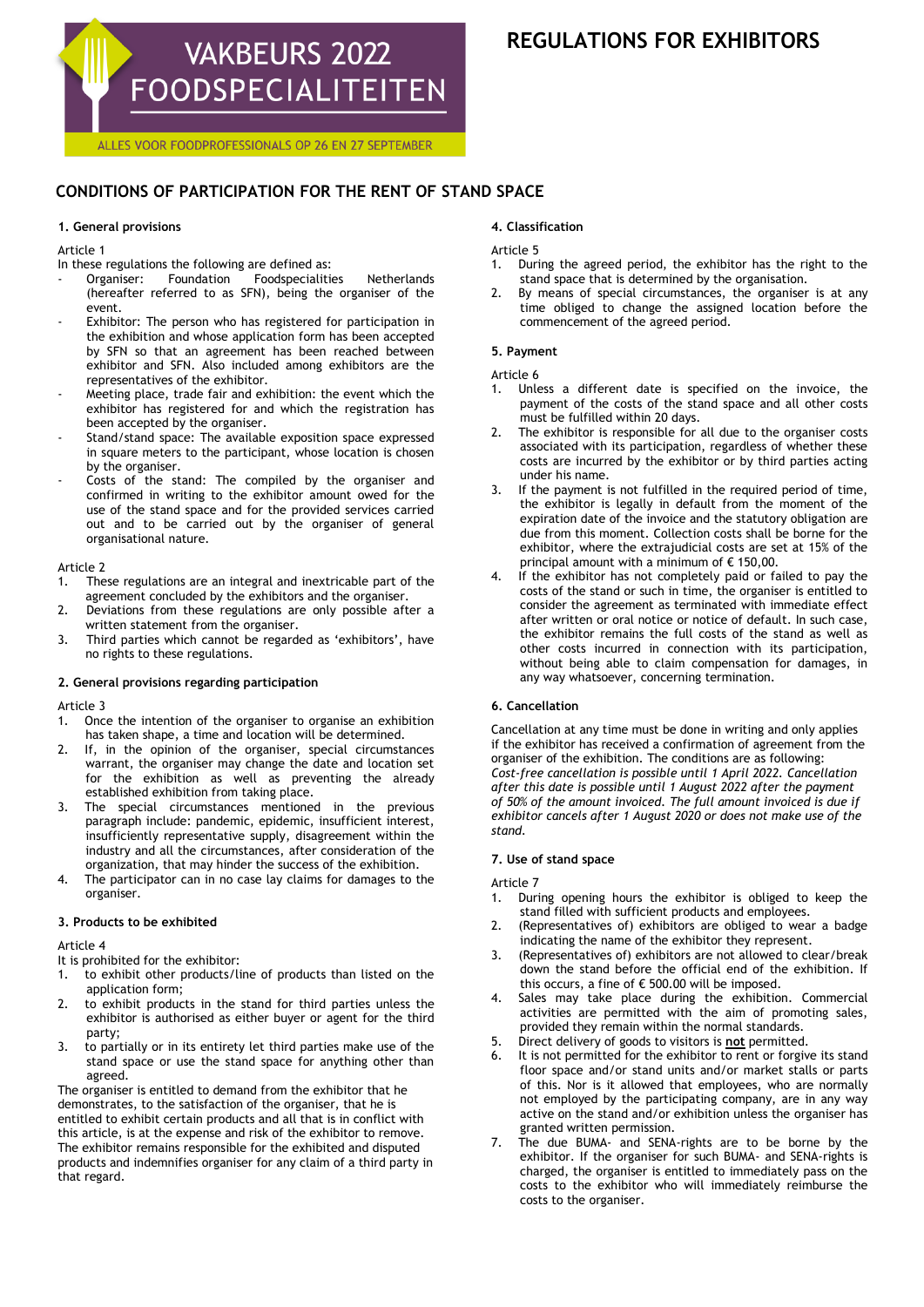VAKBEURS 2022 FOODSPECIALITEITEN

ALLES VOOR FOODPROFESSIONALS OP 26 EN 27 SEPTEMBER

# REGULATIONS FOR EXHIBITORS

## CONDITIONS OF PARTICIPATION FOR THE RENT OF STAND SPACE

### 1. General provisions

Article 1

In these regulations the following are defined as:

- Organiser: Foundation Foodspecialities Netherlands (hereafter referred to as SFN), being the organiser of the event.
- Exhibitor: The person who has registered for participation in the exhibition and whose application form has been accepted by SFN so that an agreement has been reached between exhibitor and SFN. Also included among exhibitors are the representatives of the exhibitor.
- Meeting place, trade fair and exhibition: the event which the exhibitor has registered for and which the registration has been accepted by the organiser.
- Stand/stand space: The available exposition space expressed in square meters to the participant, whose location is chosen by the organiser.
- Costs of the stand: The compiled by the organiser and confirmed in writing to the exhibitor amount owed for the use of the stand space and for the provided services carried out and to be carried out by the organiser of general organisational nature.

Article 2

1. These regulations are an integral and inextricable part of the agreement concluded by the exhibitors and the organiser.
2. Deviations from these regulations are only possible after a written statement from the organiser.
3. Third parties which cannot be regarded as 'exhibitors', have no rights to these regulations.

### 2. General provisions regarding participation

Article 3

1. Once the intention of the organiser to organise an exhibition has taken shape, a time and location will be determined.
2. If, in the opinion of the organiser, special circumstances warrant, the organiser may change the date and location set for the exhibition as well as preventing the already established exhibition from taking place.
3. The special circumstances mentioned in the previous paragraph include: pandemic, epidemic, insufficient interest, insufficiently representative supply, disagreement within the industry and all the circumstances, after consideration of the organization, that may hinder the success of the exhibition.
4. The participator can in no case lay claims for damages to the organiser.

### 3. Products to be exhibited

Article 4

It is prohibited for the exhibitor:

1. to exhibit other products/line of products than listed on the application form;
2. to exhibit products in the stand for third parties unless the exhibitor is authorised as either buyer or agent for the third party;
3. to partially or in its entirety let third parties make use of the stand space or use the stand space for anything other than agreed.

The organiser is entitled to demand from the exhibitor that he demonstrates, to the satisfaction of the organiser, that he is entitled to exhibit certain products and all that is in conflict with this article, is at the expense and risk of the exhibitor to remove. The exhibitor remains responsible for the exhibited and disputed products and indemnifies organiser for any claim of a third party in that regard.

### 4. Classification

Article 5

1. During the agreed period, the exhibitor has the right to the stand space that is determined by the organisation.
2. By means of special circumstances, the organiser is at any time obliged to change the assigned location before the commencement of the agreed period.

### 5. Payment

Article 6

1. Unless a different date is specified on the invoice, the payment of the costs of the stand space and all other costs must be fulfilled within 20 days.
2. The exhibitor is responsible for all due to the organiser costs associated with its participation, regardless of whether these costs are incurred by the exhibitor or by third parties acting under his name.
3. If the payment is not fulfilled in the required period of time, the exhibitor is legally in default from the moment of the expiration date of the invoice and the statutory obligation are due from this moment. Collection costs shall be borne for the exhibitor, where the extrajudicial costs are set at 15% of the principal amount with a minimum of € 150,00.
4. If the exhibitor has not completely paid or failed to pay the costs of the stand or such in time, the organiser is entitled to consider the agreement as terminated with immediate effect after written or oral notice or notice of default. In such case, the exhibitor remains the full costs of the stand as well as other costs incurred in connection with its participation, without being able to claim compensation for damages, in any way whatsoever, concerning termination.

### 6. Cancellation

Cancellation at any time must be done in writing and only applies if the exhibitor has received a confirmation of agreement from the organiser of the exhibition. The conditions are as following:
*Cost-free cancellation is possible until 1 April 2022. Cancellation after this date is possible until 1 August 2022 after the payment of 50% of the amount invoiced. The full amount invoiced is due if exhibitor cancels after 1 August 2020 or does not make use of the stand.*

### 7. Use of stand space

Article 7

1. During opening hours the exhibitor is obliged to keep the stand filled with sufficient products and employees.
2. (Representatives of) exhibitors are obliged to wear a badge indicating the name of the exhibitor they represent.
3. (Representatives of) exhibitors are not allowed to clear/break down the stand before the official end of the exhibition. If this occurs, a fine of € 500.00 will be imposed.
4. Sales may take place during the exhibition. Commercial activities are permitted with the aim of promoting sales, provided they remain within the normal standards.
5. Direct delivery of goods to visitors is **not** permitted.
6. It is not permitted for the exhibitor to rent or forgive its stand floor space and/or stand units and/or market stalls or parts of this. Nor is it allowed that employees, who are normally not employed by the participating company, are in any way active on the stand and/or exhibition unless the organiser has granted written permission.
7. The due BUMA- and SENA-rights are to be borne by the exhibitor. If the organiser for such BUMA- and SENA-rights is charged, the organiser is entitled to immediately pass on the costs to the exhibitor who will immediately reimburse the costs to the organiser.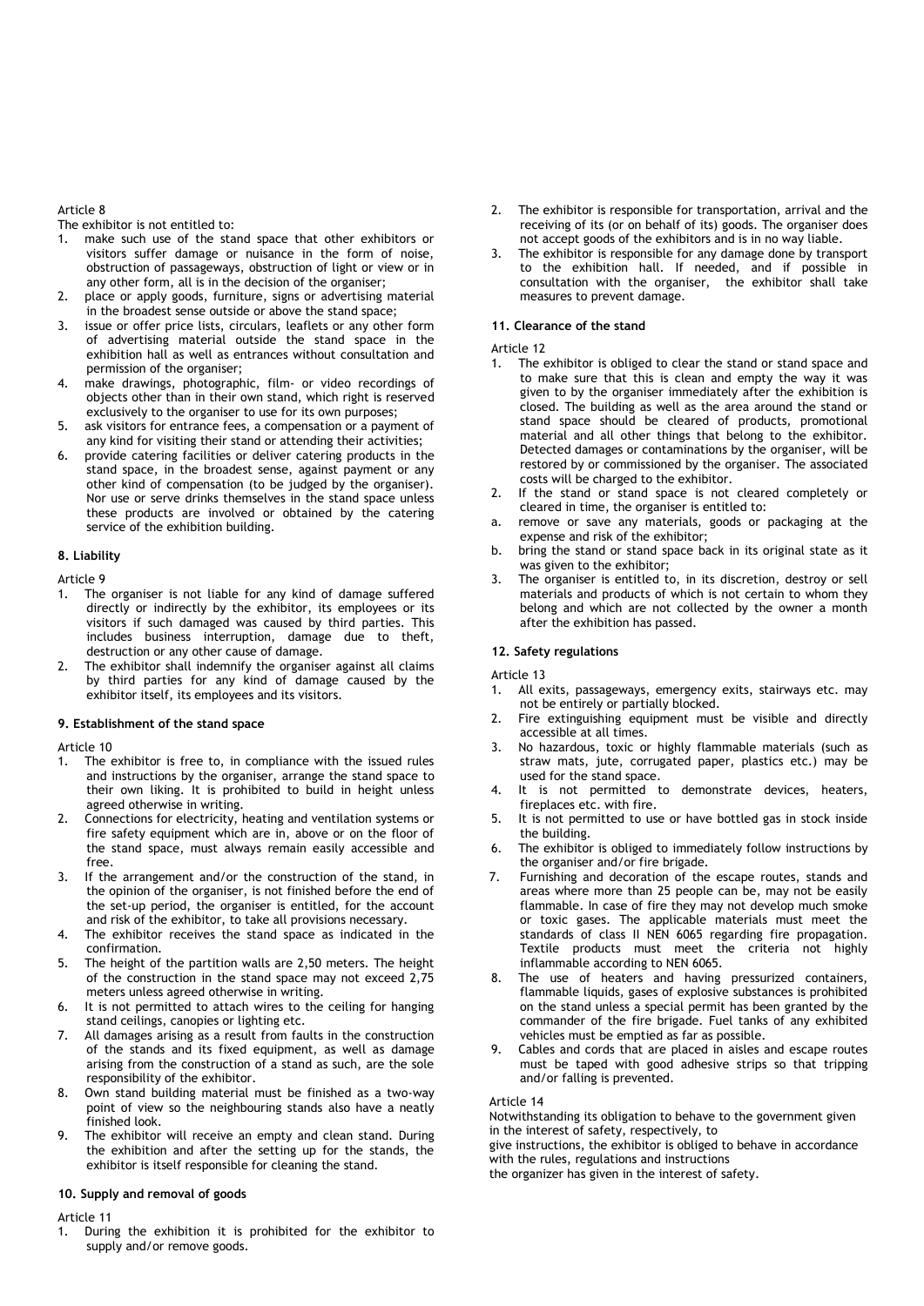Article 8

The exhibitor is not entitled to:

1. make such use of the stand space that other exhibitors or visitors suffer damage or nuisance in the form of noise, obstruction of passageways, obstruction of light or view or in any other form, all is in the decision of the organiser;
2. place or apply goods, furniture, signs or advertising material in the broadest sense outside or above the stand space;
3. issue or offer price lists, circulars, leaflets or any other form of advertising material outside the stand space in the exhibition hall as well as entrances without consultation and permission of the organiser;
4. make drawings, photographic, film- or video recordings of objects other than in their own stand, which right is reserved exclusively to the organiser to use for its own purposes;
5. ask visitors for entrance fees, a compensation or a payment of any kind for visiting their stand or attending their activities;
6. provide catering facilities or deliver catering products in the stand space, in the broadest sense, against payment or any other kind of compensation (to be judged by the organiser). Nor use or serve drinks themselves in the stand space unless these products are involved or obtained by the catering service of the exhibition building.

### 8. Liability

Article 9

1. The organiser is not liable for any kind of damage suffered directly or indirectly by the exhibitor, its employees or its visitors if such damaged was caused by third parties. This includes business interruption, damage due to theft, destruction or any other cause of damage.
2. The exhibitor shall indemnify the organiser against all claims by third parties for any kind of damage caused by the exhibitor itself, its employees and its visitors.

### 9. Establishment of the stand space

Article 10

1. The exhibitor is free to, in compliance with the issued rules and instructions by the organiser, arrange the stand space to their own liking. It is prohibited to build in height unless agreed otherwise in writing.
2. Connections for electricity, heating and ventilation systems or fire safety equipment which are in, above or on the floor of the stand space, must always remain easily accessible and free.
3. If the arrangement and/or the construction of the stand, in the opinion of the organiser, is not finished before the end of the set-up period, the organiser is entitled, for the account and risk of the exhibitor, to take all provisions necessary.
4. The exhibitor receives the stand space as indicated in the confirmation.
5. The height of the partition walls are 2,50 meters. The height of the construction in the stand space may not exceed 2,75 meters unless agreed otherwise in writing.
6. It is not permitted to attach wires to the ceiling for hanging stand ceilings, canopies or lighting etc.
7. All damages arising as a result from faults in the construction of the stands and its fixed equipment, as well as damage arising from the construction of a stand as such, are the sole responsibility of the exhibitor.
8. Own stand building material must be finished as a two-way point of view so the neighbouring stands also have a neatly finished look.
9. The exhibitor will receive an empty and clean stand. During the exhibition and after the setting up for the stands, the exhibitor is itself responsible for cleaning the stand.

### 10. Supply and removal of goods

Article 11

1. During the exhibition it is prohibited for the exhibitor to supply and/or remove goods.
2. The exhibitor is responsible for transportation, arrival and the receiving of its (or on behalf of its) goods. The organiser does not accept goods of the exhibitors and is in no way liable.
3. The exhibitor is responsible for any damage done by transport to the exhibition hall. If needed, and if possible in consultation with the organiser, the exhibitor shall take measures to prevent damage.

### 11. Clearance of the stand

Article 12

1. The exhibitor is obliged to clear the stand or stand space and to make sure that this is clean and empty the way it was given to by the organiser immediately after the exhibition is closed. The building as well as the area around the stand or stand space should be cleared of products, promotional material and all other things that belong to the exhibitor. Detected damages or contaminations by the organiser, will be restored by or commissioned by the organiser. The associated costs will be charged to the exhibitor.
2. If the stand or stand space is not cleared completely or cleared in time, the organiser is entitled to:
   a. remove or save any materials, goods or packaging at the expense and risk of the exhibitor;
   b. bring the stand or stand space back in its original state as it was given to the exhibitor;
3. The organiser is entitled to, in its discretion, destroy or sell materials and products of which is not certain to whom they belong and which are not collected by the owner a month after the exhibition has passed.

### 12. Safety regulations

Article 13

1. All exits, passageways, emergency exits, stairways etc. may not be entirely or partially blocked.
2. Fire extinguishing equipment must be visible and directly accessible at all times.
3. No hazardous, toxic or highly flammable materials (such as straw mats, jute, corrugated paper, plastics etc.) may be used for the stand space.
4. It is not permitted to demonstrate devices, heaters, fireplaces etc. with fire.
5. It is not permitted to use or have bottled gas in stock inside the building.
6. The exhibitor is obliged to immediately follow instructions by the organiser and/or fire brigade.
7. Furnishing and decoration of the escape routes, stands and areas where more than 25 people can be, may not be easily flammable. In case of fire they may not develop much smoke or toxic gases. The applicable materials must meet the standards of class II NEN 6065 regarding fire propagation. Textile products must meet the criteria not highly inflammable according to NEN 6065.
8. The use of heaters and having pressurized containers, flammable liquids, gases of explosive substances is prohibited on the stand unless a special permit has been granted by the commander of the fire brigade. Fuel tanks of any exhibited vehicles must be emptied as far as possible.
9. Cables and cords that are placed in aisles and escape routes must be taped with good adhesive strips so that tripping and/or falling is prevented.

Article 14

Notwithstanding its obligation to behave to the government given in the interest of safety, respectively, to
give instructions, the exhibitor is obliged to behave in accordance with the rules, regulations and instructions
the organizer has given in the interest of safety.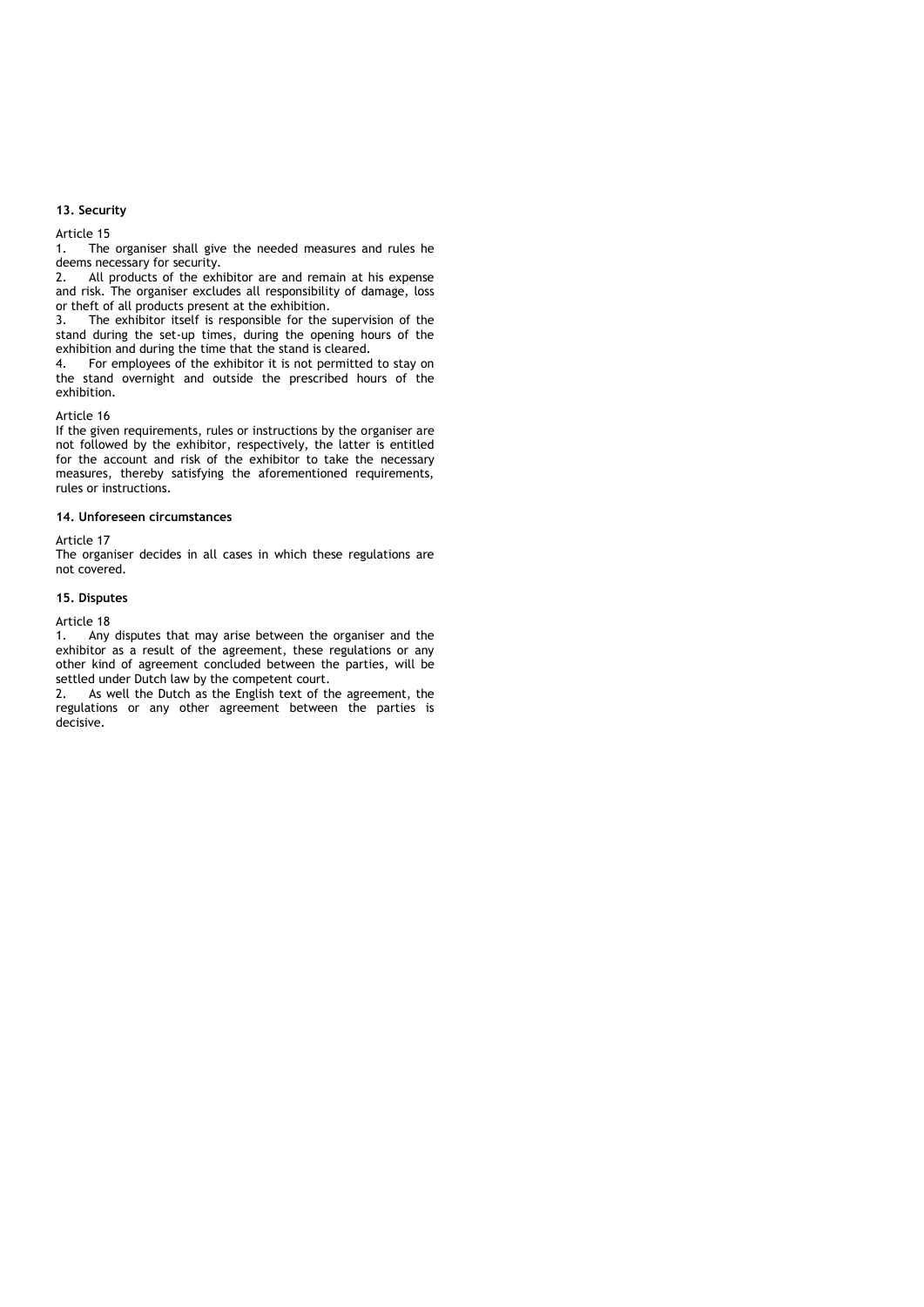### 13. Security

Article 15

1. The organiser shall give the needed measures and rules he deems necessary for security.
2. All products of the exhibitor are and remain at his expense and risk. The organiser excludes all responsibility of damage, loss or theft of all products present at the exhibition.
3. The exhibitor itself is responsible for the supervision of the stand during the set-up times, during the opening hours of the exhibition and during the time that the stand is cleared.
4. For employees of the exhibitor it is not permitted to stay on the stand overnight and outside the prescribed hours of the exhibition.

Article 16

If the given requirements, rules or instructions by the organiser are not followed by the exhibitor, respectively, the latter is entitled for the account and risk of the exhibitor to take the necessary measures, thereby satisfying the aforementioned requirements, rules or instructions.

### 14. Unforeseen circumstances

Article 17

The organiser decides in all cases in which these regulations are not covered.

### 15. Disputes

Article 18

1. Any disputes that may arise between the organiser and the exhibitor as a result of the agreement, these regulations or any other kind of agreement concluded between the parties, will be settled under Dutch law by the competent court.
2. As well the Dutch as the English text of the agreement, the regulations or any other agreement between the parties is decisive.